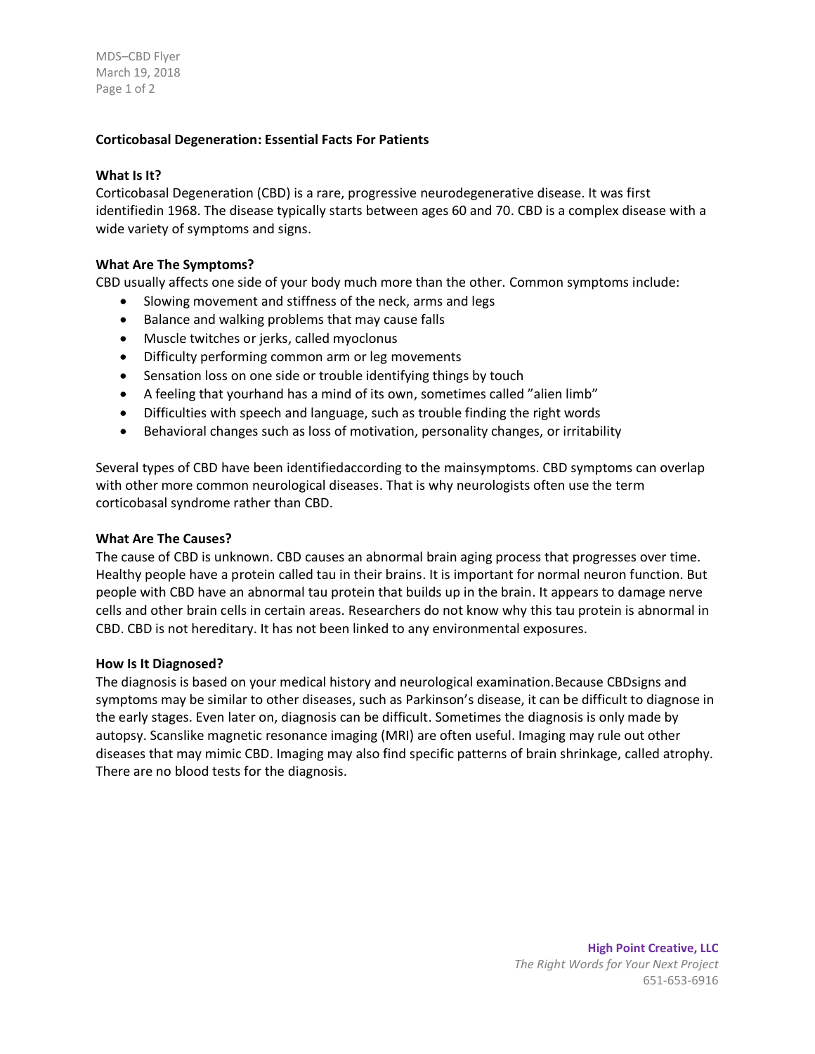**Corticobasal Degeneration: Essential Facts For Patients**

**What Is It?**

Corticobasal Degeneration (CBD) is a rare, progressive neurodegenerative disease. It was first identifiedin 1968. The disease typically starts between ages 60 and 70. CBD is a complex disease with a wide variety of symptoms and signs.

**What Are The Symptoms?**

CBD usually affects one side of your body much more than the other. Common symptoms include:

- Slowing movement and stiffness of the neck, arms and legs
- Balance and walking problems that may cause falls
- Muscle twitches or jerks, called myoclonus
- Difficulty performing common arm or leg movements
- Sensation loss on one side or trouble identifying things by touch
- A feeling that yourhand has a mind of its own, sometimes called "alien limb"
- Difficulties with speech and language, such as trouble finding the right words
- Behavioral changes such as loss of motivation, personality changes, or irritability

Several types of CBD have been identifiedaccording to the mainsymptoms. CBD symptoms can overlap with other more common neurological diseases. That is why neurologists often use the term corticobasal syndrome rather than CBD.

**What Are The Causes?**

The cause of CBD is unknown. CBD causes an abnormal brain aging process that progresses over time. Healthy people have a protein called tau in their brains. It is important for normal neuron function. But people with CBD have an abnormal tau protein that builds up in the brain. It appears to damage nerve cells and other brain cells in certain areas. Researchers do not know why this tau protein is abnormal in CBD. CBD is not hereditary. It has not been linked to any environmental exposures.

**How Is It Diagnosed?**

The diagnosis is based on your medical history and neurological examination.Because CBDsigns and symptoms may be similar to other diseases, such as Parkinson's disease, it can be difficult to diagnose in the early stages. Even later on, diagnosis can be difficult. Sometimes the diagnosis is only made by autopsy. Scanslike magnetic resonance imaging (MRI) are often useful. Imaging may rule out other diseases that may mimic CBD. Imaging may also find specific patterns of brain shrinkage, called atrophy. There are no blood tests for the diagnosis.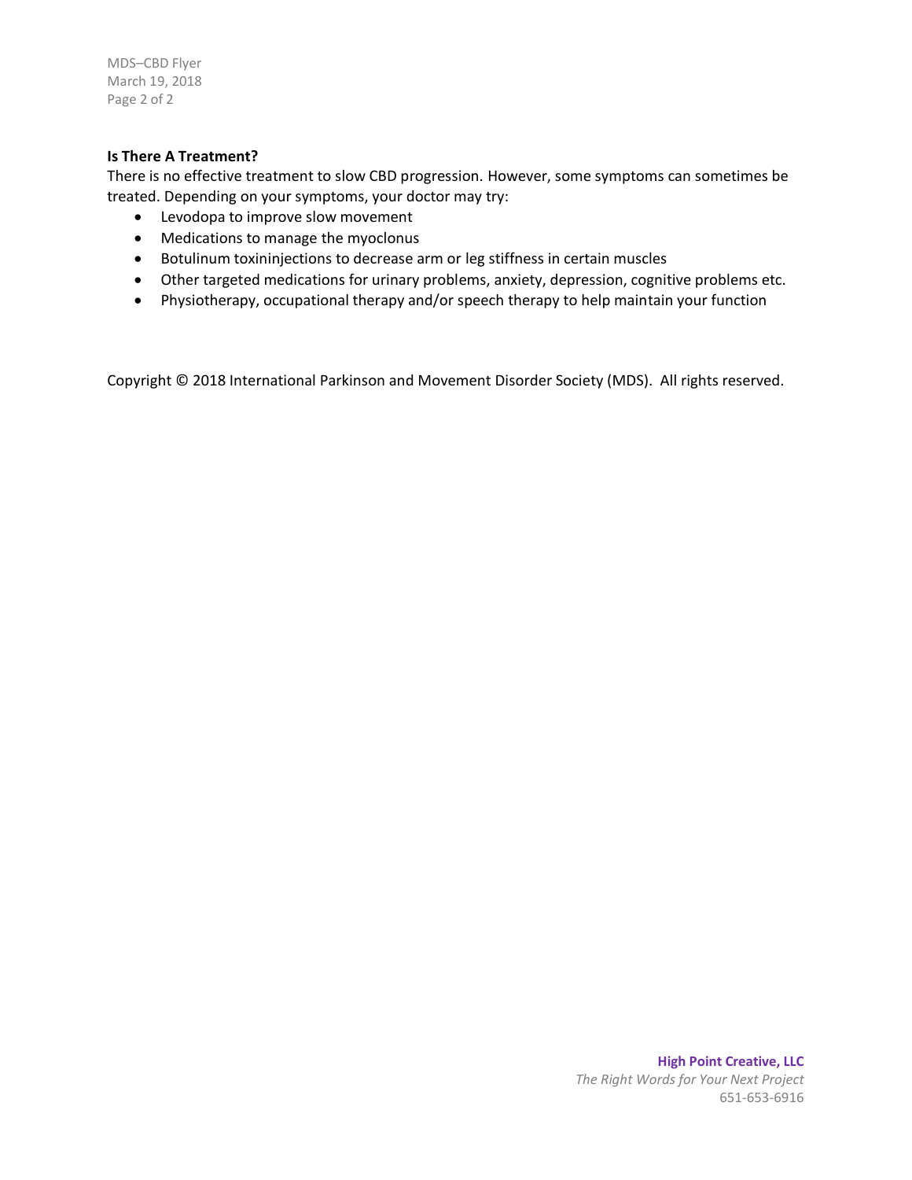**Is There A Treatment?**

There is no effective treatment to slow CBD progression. However, some symptoms can sometimes be treated. Depending on your symptoms, your doctor may try:

- Levodopa to improve slow movement
- Medications to manage the myoclonus
- Botulinum toxininjections to decrease arm or leg stiffness in certain muscles
- Other targeted medications for urinary problems, anxiety, depression, cognitive problems etc.
- Physiotherapy, occupational therapy and/or speech therapy to help maintain your function

Copyright © 2018 International Parkinson and Movement Disorder Society (MDS). All rights reserved.